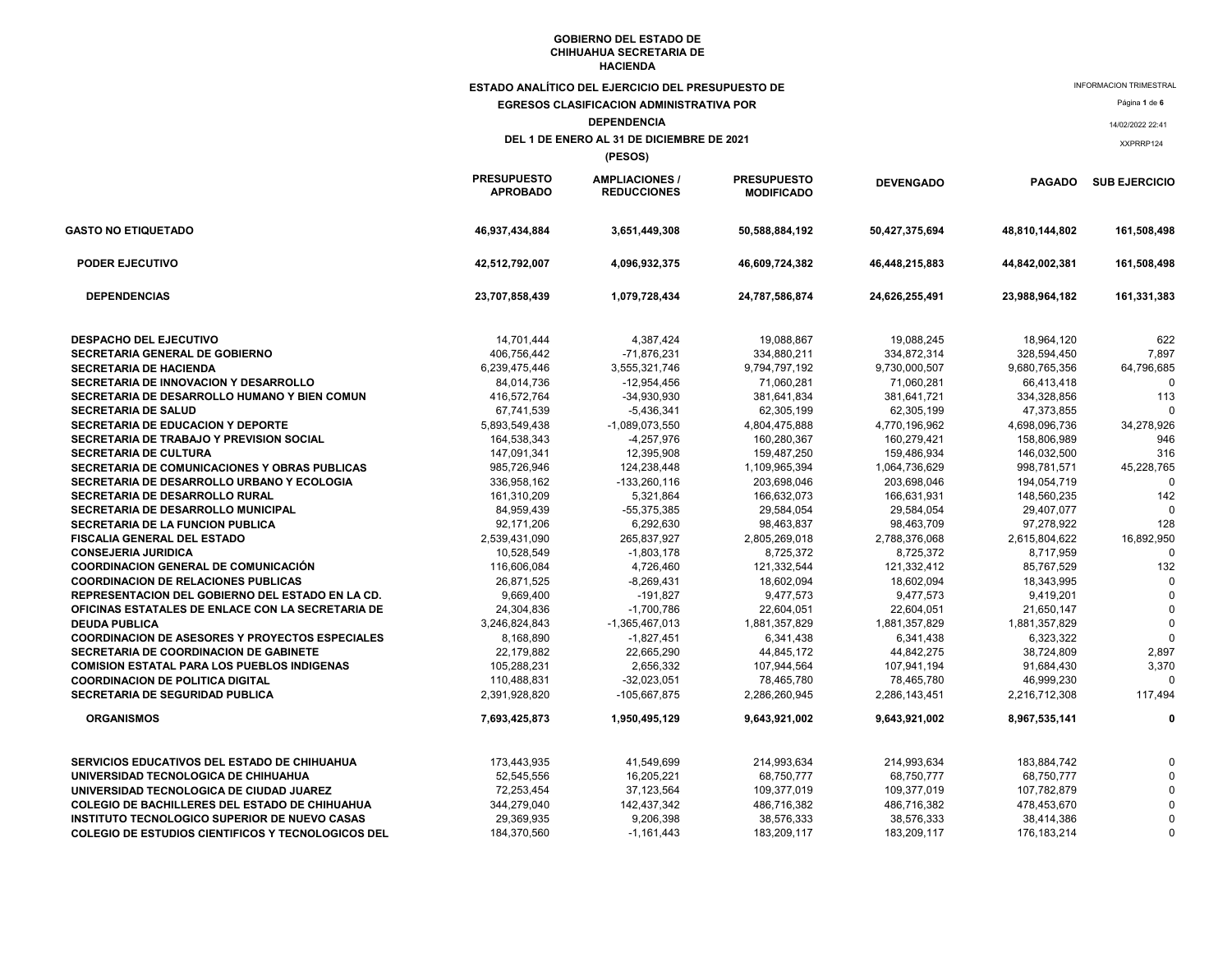**GOBIERNO DEL ESTADO DE CHIHUAHUA SECRETARIA DE HACIENDA**

**ESTADO ANALÍTICO DEL EJERCICIO DEL PRESUPUESTO DE EGRESOS CLASIFICACION ADMINISTRATIVA POR DEPENDENCIA**

**DEL 1 DE ENERO AL 31 DE DICIEMBRE DE 2021**

**(PESOS)**

INFORMACION TRIMESTRAL

14/02/2022 22:41

XXPRRP124

| | PRESUPUESTO APROBADO | AMPLIACIONES / REDUCCIONES | PRESUPUESTO MODIFICADO | DEVENGADO | PAGADO | SUB EJERCICIO |
|---|---|---|---|---|---|---|
| **GASTO NO ETIQUETADO** | **46,937,434,884** | **3,651,449,308** | **50,588,884,192** | **50,427,375,694** | **48,810,144,802** | **161,508,498** |
| **PODER EJECUTIVO** | **42,512,792,007** | **4,096,932,375** | **46,609,724,382** | **46,448,215,883** | **44,842,002,381** | **161,508,498** |
| **DEPENDENCIAS** | **23,707,858,439** | **1,079,728,434** | **24,787,586,874** | **24,626,255,491** | **23,988,964,182** | **161,331,383** |
| DESPACHO DEL EJECUTIVO | 14,701,444 | 4,387,424 | 19,088,867 | 19,088,245 | 18,964,120 | 622 |
| SECRETARIA GENERAL DE GOBIERNO | 406,756,442 | -71,876,231 | 334,880,211 | 334,872,314 | 328,594,450 | 7,897 |
| SECRETARIA DE HACIENDA | 6,239,475,446 | 3,555,321,746 | 9,794,797,192 | 9,730,000,507 | 9,680,765,356 | 64,796,685 |
| SECRETARIA DE INNOVACION Y DESARROLLO | 84,014,736 | -12,954,456 | 71,060,281 | 71,060,281 | 66,413,418 | 0 |
| SECRETARIA DE DESARROLLO HUMANO Y BIEN COMUN | 416,572,764 | -34,930,930 | 381,641,834 | 381,641,721 | 334,328,856 | 113 |
| SECRETARIA DE SALUD | 67,741,539 | -5,436,341 | 62,305,199 | 62,305,199 | 47,373,855 | 0 |
| SECRETARIA DE EDUCACION Y DEPORTE | 5,893,549,438 | -1,089,073,550 | 4,804,475,888 | 4,770,196,962 | 4,698,096,736 | 34,278,926 |
| SECRETARIA DE TRABAJO Y PREVISION SOCIAL | 164,538,343 | -4,257,976 | 160,280,367 | 160,279,421 | 158,806,989 | 946 |
| SECRETARIA DE CULTURA | 147,091,341 | 12,395,908 | 159,487,250 | 159,486,934 | 146,032,500 | 316 |
| SECRETARIA DE COMUNICACIONES Y OBRAS PUBLICAS | 985,726,946 | 124,238,448 | 1,109,965,394 | 1,064,736,629 | 998,781,571 | 45,228,765 |
| SECRETARIA DE DESARROLLO URBANO Y ECOLOGIA | 336,958,162 | -133,260,116 | 203,698,046 | 203,698,046 | 194,054,719 | 0 |
| SECRETARIA DE DESARROLLO RURAL | 161,310,209 | 5,321,864 | 166,632,073 | 166,631,931 | 148,560,235 | 142 |
| SECRETARIA DE DESARROLLO MUNICIPAL | 84,959,439 | -55,375,385 | 29,584,054 | 29,584,054 | 29,407,077 | 0 |
| SECRETARIA DE LA FUNCION PUBLICA | 92,171,206 | 6,292,630 | 98,463,837 | 98,463,709 | 97,278,922 | 128 |
| FISCALIA GENERAL DEL ESTADO | 2,539,431,090 | 265,837,927 | 2,805,269,018 | 2,788,376,068 | 2,615,804,622 | 16,892,950 |
| CONSEJERIA JURIDICA | 10,528,549 | -1,803,178 | 8,725,372 | 8,725,372 | 8,717,959 | 0 |
| COORDINACION GENERAL DE COMUNICACIÓN | 116,606,084 | 4,726,460 | 121,332,544 | 121,332,412 | 85,767,529 | 132 |
| COORDINACION DE RELACIONES PUBLICAS | 26,871,525 | -8,269,431 | 18,602,094 | 18,602,094 | 18,343,995 | 0 |
| REPRESENTACION DEL GOBIERNO DEL ESTADO EN LA CD. | 9,669,400 | -191,827 | 9,477,573 | 9,477,573 | 9,419,201 | 0 |
| OFICINAS ESTATALES DE ENLACE CON LA SECRETARIA DE | 24,304,836 | -1,700,786 | 22,604,051 | 22,604,051 | 21,650,147 | 0 |
| DEUDA PUBLICA | 3,246,824,843 | -1,365,467,013 | 1,881,357,829 | 1,881,357,829 | 1,881,357,829 | 0 |
| COORDINACION DE ASESORES Y PROYECTOS ESPECIALES | 8,168,890 | -1,827,451 | 6,341,438 | 6,341,438 | 6,323,322 | 0 |
| SECRETARIA DE COORDINACION DE GABINETE | 22,179,882 | 22,665,290 | 44,845,172 | 44,842,275 | 38,724,809 | 2,897 |
| COMISION ESTATAL PARA LOS PUEBLOS INDIGENAS | 105,288,231 | 2,656,332 | 107,944,564 | 107,941,194 | 91,684,430 | 3,370 |
| COORDINACION DE POLITICA DIGITAL | 110,488,831 | -32,023,051 | 78,465,780 | 78,465,780 | 46,999,230 | 0 |
| SECRETARIA DE SEGURIDAD PUBLICA | 2,391,928,820 | -105,667,875 | 2,286,260,945 | 2,286,143,451 | 2,216,712,308 | 117,494 |
| **ORGANISMOS** | **7,693,425,873** | **1,950,495,129** | **9,643,921,002** | **9,643,921,002** | **8,967,535,141** | **0** |
| SERVICIOS EDUCATIVOS DEL ESTADO DE CHIHUAHUA | 173,443,935 | 41,549,699 | 214,993,634 | 214,993,634 | 183,884,742 | 0 |
| UNIVERSIDAD TECNOLOGICA DE CHIHUAHUA | 52,545,556 | 16,205,221 | 68,750,777 | 68,750,777 | 68,750,777 | 0 |
| UNIVERSIDAD TECNOLOGICA DE CIUDAD JUAREZ | 72,253,454 | 37,123,564 | 109,377,019 | 109,377,019 | 107,782,879 | 0 |
| COLEGIO DE BACHILLERES DEL ESTADO DE CHIHUAHUA | 344,279,040 | 142,437,342 | 486,716,382 | 486,716,382 | 478,453,670 | 0 |
| INSTITUTO TECNOLOGICO SUPERIOR DE NUEVO CASAS | 29,369,935 | 9,206,398 | 38,576,333 | 38,576,333 | 38,414,386 | 0 |
| COLEGIO DE ESTUDIOS CIENTIFICOS Y TECNOLOGICOS DEL | 184,370,560 | -1,161,443 | 183,209,117 | 183,209,117 | 176,183,214 | 0 |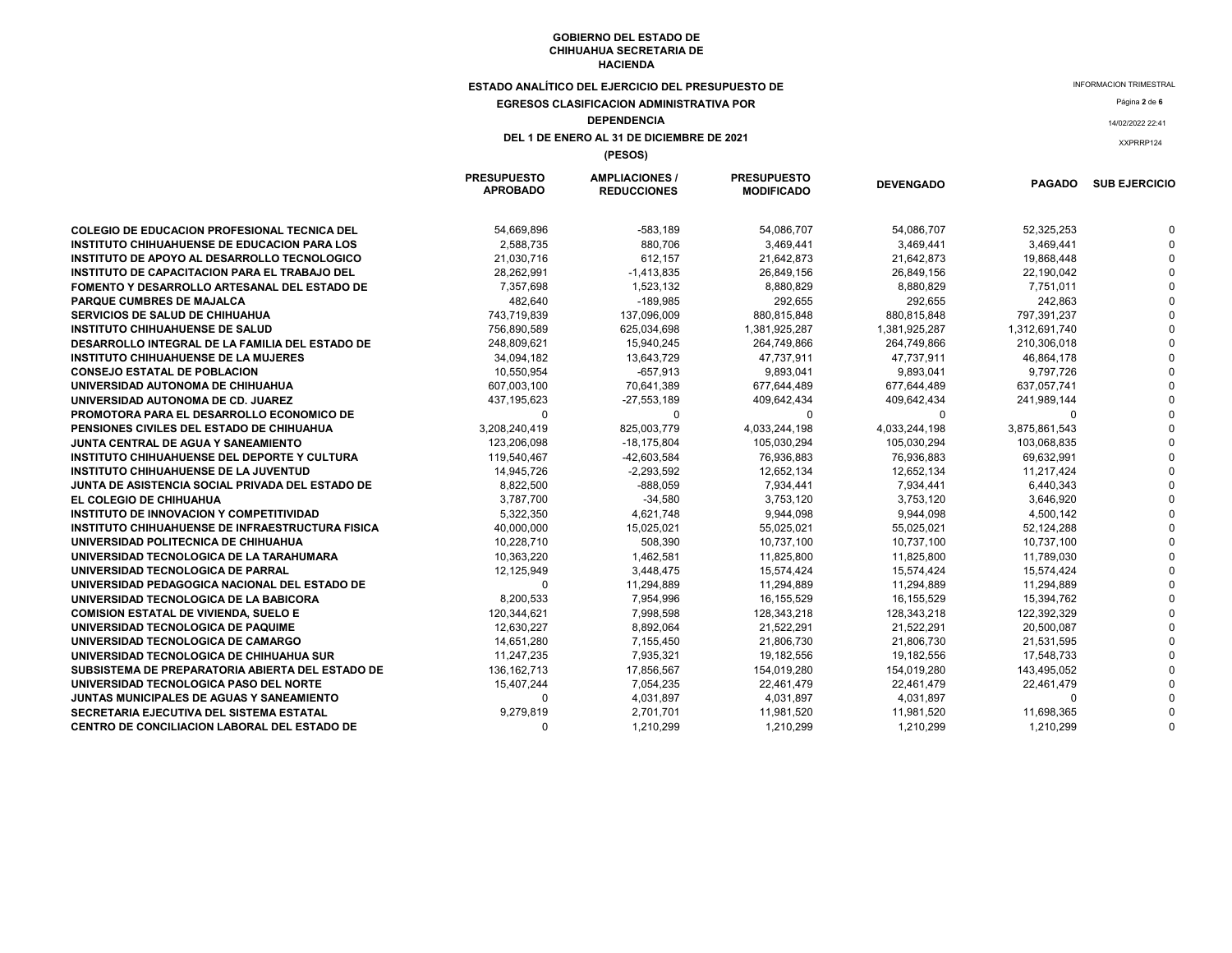**GOBIERNO DEL ESTADO DE CHIHUAHUA SECRETARIA DE HACIENDA**

**ESTADO ANALÍTICO DEL EJERCICIO DEL PRESUPUESTO DE EGRESOS CLASIFICACION ADMINISTRATIVA POR DEPENDENCIA**

**DEL 1 DE ENERO AL 31 DE DICIEMBRE DE 2021**

**(PESOS)**

INFORMACION TRIMESTRAL

14/02/2022 22:41

XXPRRP124

| | PRESUPUESTO APROBADO | AMPLIACIONES / REDUCCIONES | PRESUPUESTO MODIFICADO | DEVENGADO | PAGADO | SUB EJERCICIO |
|---|---|---|---|---|---|---|
| COLEGIO DE EDUCACION PROFESIONAL TECNICA DEL | 54,669,896 | -583,189 | 54,086,707 | 54,086,707 | 52,325,253 | 0 |
| INSTITUTO CHIHUAHUENSE DE EDUCACION PARA LOS | 2,588,735 | 880,706 | 3,469,441 | 3,469,441 | 3,469,441 | 0 |
| INSTITUTO DE APOYO AL DESARROLLO TECNOLOGICO | 21,030,716 | 612,157 | 21,642,873 | 21,642,873 | 19,868,448 | 0 |
| INSTITUTO DE CAPACITACION PARA EL TRABAJO DEL | 28,262,991 | -1,413,835 | 26,849,156 | 26,849,156 | 22,190,042 | 0 |
| FOMENTO Y DESARROLLO ARTESANAL DEL ESTADO DE | 7,357,698 | 1,523,132 | 8,880,829 | 8,880,829 | 7,751,011 | 0 |
| PARQUE CUMBRES DE MAJALCA | 482,640 | -189,985 | 292,655 | 292,655 | 242,863 | 0 |
| SERVICIOS DE SALUD DE CHIHUAHUA | 743,719,839 | 137,096,009 | 880,815,848 | 880,815,848 | 797,391,237 | 0 |
| INSTITUTO CHIHUAHUENSE DE SALUD | 756,890,589 | 625,034,698 | 1,381,925,287 | 1,381,925,287 | 1,312,691,740 | 0 |
| DESARROLLO INTEGRAL DE LA FAMILIA DEL ESTADO DE | 248,809,621 | 15,940,245 | 264,749,866 | 264,749,866 | 210,306,018 | 0 |
| INSTITUTO CHIHUAHUENSE DE LA MUJERES | 34,094,182 | 13,643,729 | 47,737,911 | 47,737,911 | 46,864,178 | 0 |
| CONSEJO ESTATAL DE POBLACION | 10,550,954 | -657,913 | 9,893,041 | 9,893,041 | 9,797,726 | 0 |
| UNIVERSIDAD AUTONOMA DE CHIHUAHUA | 607,003,100 | 70,641,389 | 677,644,489 | 677,644,489 | 637,057,741 | 0 |
| UNIVERSIDAD AUTONOMA DE CD. JUAREZ | 437,195,623 | -27,553,189 | 409,642,434 | 409,642,434 | 241,989,144 | 0 |
| PROMOTORA PARA EL DESARROLLO ECONOMICO DE | 0 | 0 | 0 | 0 | 0 | 0 |
| PENSIONES CIVILES DEL ESTADO DE CHIHUAHUA | 3,208,240,419 | 825,003,779 | 4,033,244,198 | 4,033,244,198 | 3,875,861,543 | 0 |
| JUNTA CENTRAL DE AGUA Y SANEAMIENTO | 123,206,098 | -18,175,804 | 105,030,294 | 105,030,294 | 103,068,835 | 0 |
| INSTITUTO CHIHUAHUENSE DEL DEPORTE Y CULTURA | 119,540,467 | -42,603,584 | 76,936,883 | 76,936,883 | 69,632,991 | 0 |
| INSTITUTO CHIHUAHUENSE DE LA JUVENTUD | 14,945,726 | -2,293,592 | 12,652,134 | 12,652,134 | 11,217,424 | 0 |
| JUNTA DE ASISTENCIA SOCIAL PRIVADA DEL ESTADO DE | 8,822,500 | -888,059 | 7,934,441 | 7,934,441 | 6,440,343 | 0 |
| EL COLEGIO DE CHIHUAHUA | 3,787,700 | -34,580 | 3,753,120 | 3,753,120 | 3,646,920 | 0 |
| INSTITUTO DE INNOVACION Y COMPETITIVIDAD | 5,322,350 | 4,621,748 | 9,944,098 | 9,944,098 | 4,500,142 | 0 |
| INSTITUTO CHIHUAHUENSE DE INFRAESTRUCTURA FISICA | 40,000,000 | 15,025,021 | 55,025,021 | 55,025,021 | 52,124,288 | 0 |
| UNIVERSIDAD POLITECNICA DE CHIHUAHUA | 10,228,710 | 508,390 | 10,737,100 | 10,737,100 | 10,737,100 | 0 |
| UNIVERSIDAD TECNOLOGICA DE LA TARAHUMARA | 10,363,220 | 1,462,581 | 11,825,800 | 11,825,800 | 11,789,030 | 0 |
| UNIVERSIDAD TECNOLOGICA DE PARRAL | 12,125,949 | 3,448,475 | 15,574,424 | 15,574,424 | 15,574,424 | 0 |
| UNIVERSIDAD PEDAGOGICA NACIONAL DEL ESTADO DE | 0 | 11,294,889 | 11,294,889 | 11,294,889 | 11,294,889 | 0 |
| UNIVERSIDAD TECNOLOGICA DE LA BABICORA | 8,200,533 | 7,954,996 | 16,155,529 | 16,155,529 | 15,394,762 | 0 |
| COMISION ESTATAL DE VIVIENDA, SUELO E | 120,344,621 | 7,998,598 | 128,343,218 | 128,343,218 | 122,392,329 | 0 |
| UNIVERSIDAD TECNOLOGICA DE PAQUIME | 12,630,227 | 8,892,064 | 21,522,291 | 21,522,291 | 20,500,087 | 0 |
| UNIVERSIDAD TECNOLOGICA DE CAMARGO | 14,651,280 | 7,155,450 | 21,806,730 | 21,806,730 | 21,531,595 | 0 |
| UNIVERSIDAD TECNOLOGICA DE CHIHUAHUA SUR | 11,247,235 | 7,935,321 | 19,182,556 | 19,182,556 | 17,548,733 | 0 |
| SUBSISTEMA DE PREPARATORIA ABIERTA DEL ESTADO DE | 136,162,713 | 17,856,567 | 154,019,280 | 154,019,280 | 143,495,052 | 0 |
| UNIVERSIDAD TECNOLOGICA PASO DEL NORTE | 15,407,244 | 7,054,235 | 22,461,479 | 22,461,479 | 22,461,479 | 0 |
| JUNTAS MUNICIPALES DE AGUAS Y SANEAMIENTO | 0 | 4,031,897 | 4,031,897 | 4,031,897 | 0 | 0 |
| SECRETARIA EJECUTIVA DEL SISTEMA ESTATAL | 9,279,819 | 2,701,701 | 11,981,520 | 11,981,520 | 11,698,365 | 0 |
| CENTRO DE CONCILIACION LABORAL DEL ESTADO DE | 0 | 1,210,299 | 1,210,299 | 1,210,299 | 1,210,299 | 0 |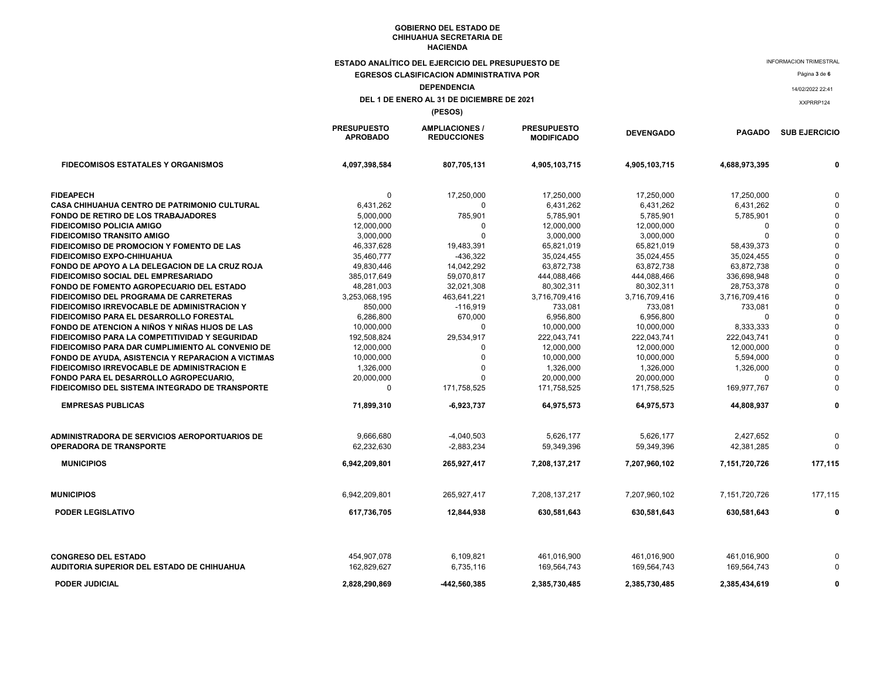**GOBIERNO DEL ESTADO DE CHIHUAHUA SECRETARIA DE HACIENDA**

**ESTADO ANALÍTICO DEL EJERCICIO DEL PRESUPUESTO DE EGRESOS CLASIFICACION ADMINISTRATIVA POR DEPENDENCIA**

**DEL 1 DE ENERO AL 31 DE DICIEMBRE DE 2021**

**(PESOS)**

INFORMACION TRIMESTRAL

14/02/2022 22:41

XXPRRP124

| | PRESUPUESTO APROBADO | AMPLIACIONES / REDUCCIONES | PRESUPUESTO MODIFICADO | DEVENGADO | PAGADO | SUB EJERCICIO |
|---|---|---|---|---|---|---|
| **FIDECOMISOS ESTATALES Y ORGANISMOS** | **4,097,398,584** | **807,705,131** | **4,905,103,715** | **4,905,103,715** | **4,688,973,395** | **0** |
| FIDEAPECH | 0 | 17,250,000 | 17,250,000 | 17,250,000 | 17,250,000 | 0 |
| CASA CHIHUAHUA CENTRO DE PATRIMONIO CULTURAL | 6,431,262 | 0 | 6,431,262 | 6,431,262 | 6,431,262 | 0 |
| FONDO DE RETIRO DE LOS TRABAJADORES | 5,000,000 | 785,901 | 5,785,901 | 5,785,901 | 5,785,901 | 0 |
| FIDEICOMISO POLICIA AMIGO | 12,000,000 | 0 | 12,000,000 | 12,000,000 | 0 | 0 |
| FIDEICOMISO TRANSITO AMIGO | 3,000,000 | 0 | 3,000,000 | 3,000,000 | 0 | 0 |
| FIDEICOMISO DE PROMOCION Y FOMENTO DE LAS | 46,337,628 | 19,483,391 | 65,821,019 | 65,821,019 | 58,439,373 | 0 |
| FIDEICOMISO EXPO-CHIHUAHUA | 35,460,777 | -436,322 | 35,024,455 | 35,024,455 | 35,024,455 | 0 |
| FONDO DE APOYO A LA DELEGACION DE LA CRUZ ROJA | 49,830,446 | 14,042,292 | 63,872,738 | 63,872,738 | 63,872,738 | 0 |
| FIDEICOMISO SOCIAL DEL EMPRESARIADO | 385,017,649 | 59,070,817 | 444,088,466 | 444,088,466 | 336,698,948 | 0 |
| FONDO DE FOMENTO AGROPECUARIO DEL ESTADO | 48,281,003 | 32,021,308 | 80,302,311 | 80,302,311 | 28,753,378 | 0 |
| FIDEICOMISO DEL PROGRAMA DE CARRETERAS | 3,253,068,195 | 463,641,221 | 3,716,709,416 | 3,716,709,416 | 3,716,709,416 | 0 |
| FIDEICOMISO IRREVOCABLE DE ADMINISTRACION Y | 850,000 | -116,919 | 733,081 | 733,081 | 733,081 | 0 |
| FIDEICOMISO PARA EL DESARROLLO FORESTAL | 6,286,800 | 670,000 | 6,956,800 | 6,956,800 | 0 | 0 |
| FONDO DE ATENCION A NIÑOS Y NIÑAS HIJOS DE LAS | 10,000,000 | 0 | 10,000,000 | 10,000,000 | 8,333,333 | 0 |
| FIDEICOMISO PARA LA COMPETITIVIDAD Y SEGURIDAD | 192,508,824 | 29,534,917 | 222,043,741 | 222,043,741 | 222,043,741 | 0 |
| FIDEICOMISO PARA DAR CUMPLIMIENTO AL CONVENIO DE | 12,000,000 | 0 | 12,000,000 | 12,000,000 | 12,000,000 | 0 |
| FONDO DE AYUDA, ASISTENCIA Y REPARACION A VICTIMAS | 10,000,000 | 0 | 10,000,000 | 10,000,000 | 5,594,000 | 0 |
| FIDEICOMISO IRREVOCABLE DE ADMINISTRACION E | 1,326,000 | 0 | 1,326,000 | 1,326,000 | 1,326,000 | 0 |
| FONDO PARA EL DESARROLLO AGROPECUARIO, | 20,000,000 | 0 | 20,000,000 | 20,000,000 | 0 | 0 |
| FIDEICOMISO DEL SISTEMA INTEGRADO DE TRANSPORTE | 0 | 171,758,525 | 171,758,525 | 171,758,525 | 169,977,767 | 0 |
| **EMPRESAS PUBLICAS** | **71,899,310** | **-6,923,737** | **64,975,573** | **64,975,573** | **44,808,937** | **0** |
| ADMINISTRADORA DE SERVICIOS AEROPORTUARIOS DE | 9,666,680 | -4,040,503 | 5,626,177 | 5,626,177 | 2,427,652 | 0 |
| OPERADORA DE TRANSPORTE | 62,232,630 | -2,883,234 | 59,349,396 | 59,349,396 | 42,381,285 | 0 |
| **MUNICIPIOS** | **6,942,209,801** | **265,927,417** | **7,208,137,217** | **7,207,960,102** | **7,151,720,726** | **177,115** |
| MUNICIPIOS | 6,942,209,801 | 265,927,417 | 7,208,137,217 | 7,207,960,102 | 7,151,720,726 | 177,115 |
| **PODER LEGISLATIVO** | **617,736,705** | **12,844,938** | **630,581,643** | **630,581,643** | **630,581,643** | **0** |
| CONGRESO DEL ESTADO | 454,907,078 | 6,109,821 | 461,016,900 | 461,016,900 | 461,016,900 | 0 |
| AUDITORIA SUPERIOR DEL ESTADO DE CHIHUAHUA | 162,829,627 | 6,735,116 | 169,564,743 | 169,564,743 | 169,564,743 | 0 |
| **PODER JUDICIAL** | **2,828,290,869** | **-442,560,385** | **2,385,730,485** | **2,385,730,485** | **2,385,434,619** | **0** |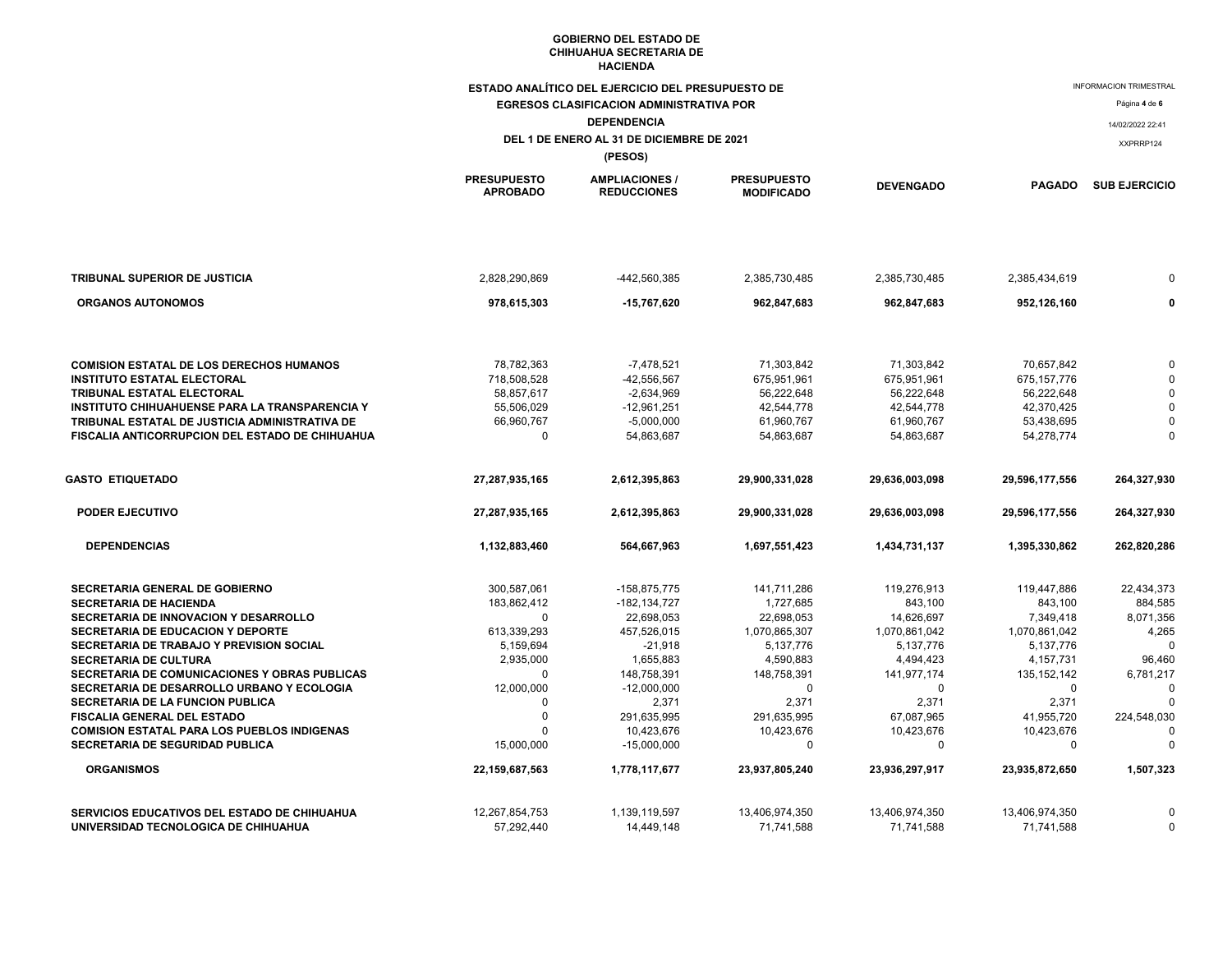**GOBIERNO DEL ESTADO DE CHIHUAHUA SECRETARIA DE HACIENDA**

**ESTADO ANALÍTICO DEL EJERCICIO DEL PRESUPUESTO DE EGRESOS CLASIFICACION ADMINISTRATIVA POR DEPENDENCIA**

**DEL 1 DE ENERO AL 31 DE DICIEMBRE DE 2021**

**(PESOS)**

INFORMACION TRIMESTRAL

14/02/2022 22:41

XXPRRP124

| | PRESUPUESTO APROBADO | AMPLIACIONES / REDUCCIONES | PRESUPUESTO MODIFICADO | DEVENGADO | PAGADO | SUB EJERCICIO |
|---|---|---|---|---|---|---|
| **TRIBUNAL SUPERIOR DE JUSTICIA** | 2,828,290,869 | -442,560,385 | 2,385,730,485 | 2,385,730,485 | 2,385,434,619 | 0 |
| **ORGANOS AUTONOMOS** | **978,615,303** | **-15,767,620** | **962,847,683** | **962,847,683** | **952,126,160** | **0** |
| **COMISION ESTATAL DE LOS DERECHOS HUMANOS** | 78,782,363 | -7,478,521 | 71,303,842 | 71,303,842 | 70,657,842 | 0 |
| **INSTITUTO ESTATAL ELECTORAL** | 718,508,528 | -42,556,567 | 675,951,961 | 675,951,961 | 675,157,776 | 0 |
| **TRIBUNAL ESTATAL ELECTORAL** | 58,857,617 | -2,634,969 | 56,222,648 | 56,222,648 | 56,222,648 | 0 |
| **INSTITUTO CHIHUAHUENSE PARA LA TRANSPARENCIA Y** | 55,506,029 | -12,961,251 | 42,544,778 | 42,544,778 | 42,370,425 | 0 |
| **TRIBUNAL ESTATAL DE JUSTICIA ADMINISTRATIVA DE** | 66,960,767 | -5,000,000 | 61,960,767 | 61,960,767 | 53,438,695 | 0 |
| **FISCALIA ANTICORRUPCION DEL ESTADO DE CHIHUAHUA** | 0 | 54,863,687 | 54,863,687 | 54,863,687 | 54,278,774 | 0 |
| **GASTO ETIQUETADO** | **27,287,935,165** | **2,612,395,863** | **29,900,331,028** | **29,636,003,098** | **29,596,177,556** | **264,327,930** |
| **PODER EJECUTIVO** | **27,287,935,165** | **2,612,395,863** | **29,900,331,028** | **29,636,003,098** | **29,596,177,556** | **264,327,930** |
| **DEPENDENCIAS** | **1,132,883,460** | **564,667,963** | **1,697,551,423** | **1,434,731,137** | **1,395,330,862** | **262,820,286** |
| **SECRETARIA GENERAL DE GOBIERNO** | 300,587,061 | -158,875,775 | 141,711,286 | 119,276,913 | 119,447,886 | 22,434,373 |
| **SECRETARIA DE HACIENDA** | 183,862,412 | -182,134,727 | 1,727,685 | 843,100 | 843,100 | 884,585 |
| **SECRETARIA DE INNOVACION Y DESARROLLO** | 0 | 22,698,053 | 22,698,053 | 14,626,697 | 7,349,418 | 8,071,356 |
| **SECRETARIA DE EDUCACION Y DEPORTE** | 613,339,293 | 457,526,015 | 1,070,865,307 | 1,070,861,042 | 1,070,861,042 | 4,265 |
| **SECRETARIA DE TRABAJO Y PREVISION SOCIAL** | 5,159,694 | -21,918 | 5,137,776 | 5,137,776 | 5,137,776 | 0 |
| **SECRETARIA DE CULTURA** | 2,935,000 | 1,655,883 | 4,590,883 | 4,494,423 | 4,157,731 | 96,460 |
| **SECRETARIA DE COMUNICACIONES Y OBRAS PUBLICAS** | 0 | 148,758,391 | 148,758,391 | 141,977,174 | 135,152,142 | 6,781,217 |
| **SECRETARIA DE DESARROLLO URBANO Y ECOLOGIA** | 12,000,000 | -12,000,000 | 0 | 0 | 0 | 0 |
| **SECRETARIA DE LA FUNCION PUBLICA** | 0 | 2,371 | 2,371 | 2,371 | 2,371 | 0 |
| **FISCALIA GENERAL DEL ESTADO** | 0 | 291,635,995 | 291,635,995 | 67,087,965 | 41,955,720 | 224,548,030 |
| **COMISION ESTATAL PARA LOS PUEBLOS INDIGENAS** | 0 | 10,423,676 | 10,423,676 | 10,423,676 | 10,423,676 | 0 |
| **SECRETARIA DE SEGURIDAD PUBLICA** | 15,000,000 | -15,000,000 | 0 | 0 | 0 | 0 |
| **ORGANISMOS** | **22,159,687,563** | **1,778,117,677** | **23,937,805,240** | **23,936,297,917** | **23,935,872,650** | **1,507,323** |
| **SERVICIOS EDUCATIVOS DEL ESTADO DE CHIHUAHUA** | 12,267,854,753 | 1,139,119,597 | 13,406,974,350 | 13,406,974,350 | 13,406,974,350 | 0 |
| **UNIVERSIDAD TECNOLOGICA DE CHIHUAHUA** | 57,292,440 | 14,449,148 | 71,741,588 | 71,741,588 | 71,741,588 | 0 |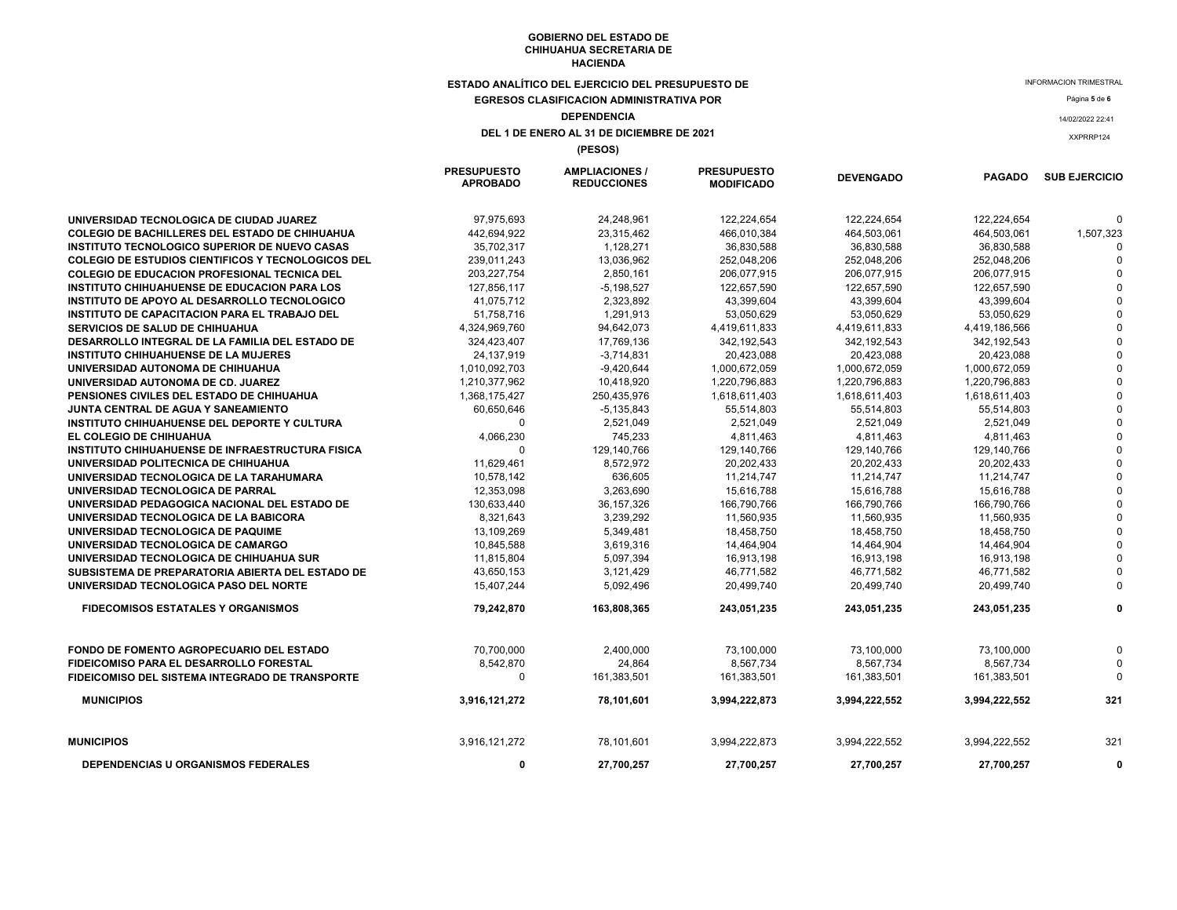**GOBIERNO DEL ESTADO DE CHIHUAHUA SECRETARIA DE HACIENDA**

**ESTADO ANALÍTICO DEL EJERCICIO DEL PRESUPUESTO DE EGRESOS CLASIFICACION ADMINISTRATIVA POR DEPENDENCIA**

**DEL 1 DE ENERO AL 31 DE DICIEMBRE DE 2021**

**(PESOS)**

INFORMACION TRIMESTRAL

14/02/2022 22:41

XXPRRP124

| | PRESUPUESTO APROBADO | AMPLIACIONES / REDUCCIONES | PRESUPUESTO MODIFICADO | DEVENGADO | PAGADO | SUB EJERCICIO |
|---|---|---|---|---|---|---|
| UNIVERSIDAD TECNOLOGICA DE CIUDAD JUAREZ | 97,975,693 | 24,248,961 | 122,224,654 | 122,224,654 | 122,224,654 | 0 |
| COLEGIO DE BACHILLERES DEL ESTADO DE CHIHUAHUA | 442,694,922 | 23,315,462 | 466,010,384 | 464,503,061 | 464,503,061 | 1,507,323 |
| INSTITUTO TECNOLOGICO SUPERIOR DE NUEVO CASAS | 35,702,317 | 1,128,271 | 36,830,588 | 36,830,588 | 36,830,588 | 0 |
| COLEGIO DE ESTUDIOS CIENTIFICOS Y TECNOLOGICOS DEL | 239,011,243 | 13,036,962 | 252,048,206 | 252,048,206 | 252,048,206 | 0 |
| COLEGIO DE EDUCACION PROFESIONAL TECNICA DEL | 203,227,754 | 2,850,161 | 206,077,915 | 206,077,915 | 206,077,915 | 0 |
| INSTITUTO CHIHUAHUENSE DE EDUCACION PARA LOS | 127,856,117 | -5,198,527 | 122,657,590 | 122,657,590 | 122,657,590 | 0 |
| INSTITUTO DE APOYO AL DESARROLLO TECNOLOGICO | 41,075,712 | 2,323,892 | 43,399,604 | 43,399,604 | 43,399,604 | 0 |
| INSTITUTO DE CAPACITACION PARA EL TRABAJO DEL | 51,758,716 | 1,291,913 | 53,050,629 | 53,050,629 | 53,050,629 | 0 |
| SERVICIOS DE SALUD DE CHIHUAHUA | 4,324,969,760 | 94,642,073 | 4,419,611,833 | 4,419,611,833 | 4,419,186,566 | 0 |
| DESARROLLO INTEGRAL DE LA FAMILIA DEL ESTADO DE | 324,423,407 | 17,769,136 | 342,192,543 | 342,192,543 | 342,192,543 | 0 |
| INSTITUTO CHIHUAHUENSE DE LA MUJERES | 24,137,919 | -3,714,831 | 20,423,088 | 20,423,088 | 20,423,088 | 0 |
| UNIVERSIDAD AUTONOMA DE CHIHUAHUA | 1,010,092,703 | -9,420,644 | 1,000,672,059 | 1,000,672,059 | 1,000,672,059 | 0 |
| UNIVERSIDAD AUTONOMA DE CD. JUAREZ | 1,210,377,962 | 10,418,920 | 1,220,796,883 | 1,220,796,883 | 1,220,796,883 | 0 |
| PENSIONES CIVILES DEL ESTADO DE CHIHUAHUA | 1,368,175,427 | 250,435,976 | 1,618,611,403 | 1,618,611,403 | 1,618,611,403 | 0 |
| JUNTA CENTRAL DE AGUA Y SANEAMIENTO | 60,650,646 | -5,135,843 | 55,514,803 | 55,514,803 | 55,514,803 | 0 |
| INSTITUTO CHIHUAHUENSE DEL DEPORTE Y CULTURA | 0 | 2,521,049 | 2,521,049 | 2,521,049 | 2,521,049 | 0 |
| EL COLEGIO DE CHIHUAHUA | 4,066,230 | 745,233 | 4,811,463 | 4,811,463 | 4,811,463 | 0 |
| INSTITUTO CHIHUAHUENSE DE INFRAESTRUCTURA FISICA | 0 | 129,140,766 | 129,140,766 | 129,140,766 | 129,140,766 | 0 |
| UNIVERSIDAD POLITECNICA DE CHIHUAHUA | 11,629,461 | 8,572,972 | 20,202,433 | 20,202,433 | 20,202,433 | 0 |
| UNIVERSIDAD TECNOLOGICA DE LA TARAHUMARA | 10,578,142 | 636,605 | 11,214,747 | 11,214,747 | 11,214,747 | 0 |
| UNIVERSIDAD TECNOLOGICA DE PARRAL | 12,353,098 | 3,263,690 | 15,616,788 | 15,616,788 | 15,616,788 | 0 |
| UNIVERSIDAD PEDAGOGICA NACIONAL DEL ESTADO DE | 130,633,440 | 36,157,326 | 166,790,766 | 166,790,766 | 166,790,766 | 0 |
| UNIVERSIDAD TECNOLOGICA DE LA BABICORA | 8,321,643 | 3,239,292 | 11,560,935 | 11,560,935 | 11,560,935 | 0 |
| UNIVERSIDAD TECNOLOGICA DE PAQUIME | 13,109,269 | 5,349,481 | 18,458,750 | 18,458,750 | 18,458,750 | 0 |
| UNIVERSIDAD TECNOLOGICA DE CAMARGO | 10,845,588 | 3,619,316 | 14,464,904 | 14,464,904 | 14,464,904 | 0 |
| UNIVERSIDAD TECNOLOGICA DE CHIHUAHUA SUR | 11,815,804 | 5,097,394 | 16,913,198 | 16,913,198 | 16,913,198 | 0 |
| SUBSISTEMA DE PREPARATORIA ABIERTA DEL ESTADO DE | 43,650,153 | 3,121,429 | 46,771,582 | 46,771,582 | 46,771,582 | 0 |
| UNIVERSIDAD TECNOLOGICA PASO DEL NORTE | 15,407,244 | 5,092,496 | 20,499,740 | 20,499,740 | 20,499,740 | 0 |
| **FIDECOMISOS ESTATALES Y ORGANISMOS** | **79,242,870** | **163,808,365** | **243,051,235** | **243,051,235** | **243,051,235** | **0** |
| FONDO DE FOMENTO AGROPECUARIO DEL ESTADO | 70,700,000 | 2,400,000 | 73,100,000 | 73,100,000 | 73,100,000 | 0 |
| FIDEICOMISO PARA EL DESARROLLO FORESTAL | 8,542,870 | 24,864 | 8,567,734 | 8,567,734 | 8,567,734 | 0 |
| FIDEICOMISO DEL SISTEMA INTEGRADO DE TRANSPORTE | 0 | 161,383,501 | 161,383,501 | 161,383,501 | 161,383,501 | 0 |
| **MUNICIPIOS** | **3,916,121,272** | **78,101,601** | **3,994,222,873** | **3,994,222,552** | **3,994,222,552** | **321** |
| MUNICIPIOS | 3,916,121,272 | 78,101,601 | 3,994,222,873 | 3,994,222,552 | 3,994,222,552 | 321 |
| **DEPENDENCIAS U ORGANISMOS FEDERALES** | **0** | **27,700,257** | **27,700,257** | **27,700,257** | **27,700,257** | **0** |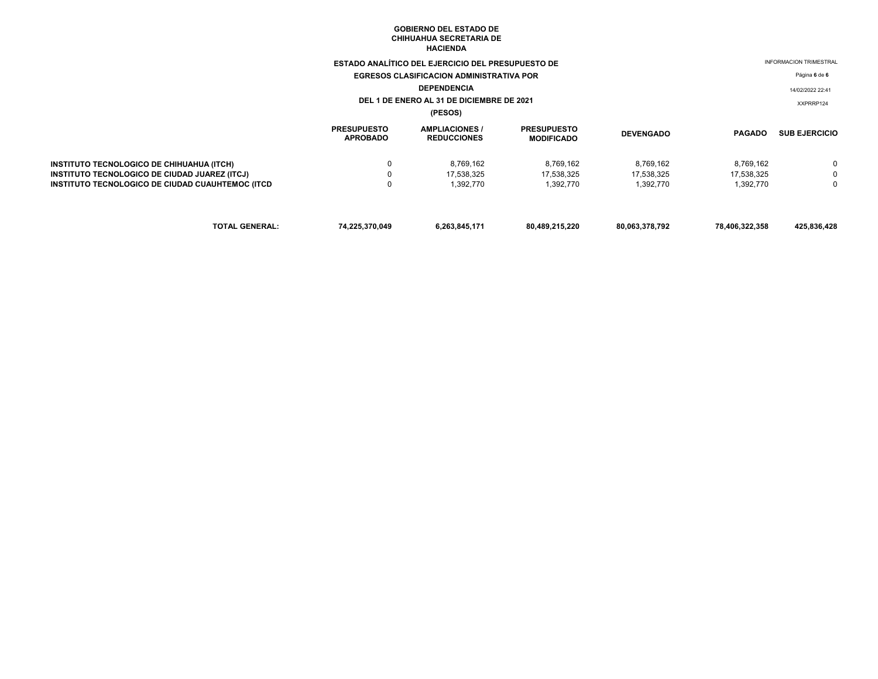**GOBIERNO DEL ESTADO DE CHIHUAHUA SECRETARIA DE HACIENDA**

**ESTADO ANALÍTICO DEL EJERCICIO DEL PRESUPUESTO DE EGRESOS CLASIFICACION ADMINISTRATIVA POR DEPENDENCIA**

**DEL 1 DE ENERO AL 31 DE DICIEMBRE DE 2021**

**(PESOS)**

INFORMACION TRIMESTRAL

14/02/2022 22:41

XXPRRP124

| | PRESUPUESTO APROBADO | AMPLIACIONES / REDUCCIONES | PRESUPUESTO MODIFICADO | DEVENGADO | PAGADO | SUB EJERCICIO |
|---|---|---|---|---|---|---|
| **INSTITUTO TECNOLOGICO DE CHIHUAHUA (ITCH)** | 0 | 8,769,162 | 8,769,162 | 8,769,162 | 8,769,162 | 0 |
| **INSTITUTO TECNOLOGICO DE CIUDAD JUAREZ (ITCJ)** | 0 | 17,538,325 | 17,538,325 | 17,538,325 | 17,538,325 | 0 |
| **INSTITUTO TECNOLOGICO DE CIUDAD CUAUHTEMOC (ITCD** | 0 | 1,392,770 | 1,392,770 | 1,392,770 | 1,392,770 | 0 |
| **TOTAL GENERAL:** | **74,225,370,049** | **6,263,845,171** | **80,489,215,220** | **80,063,378,792** | **78,406,322,358** | **425,836,428** |